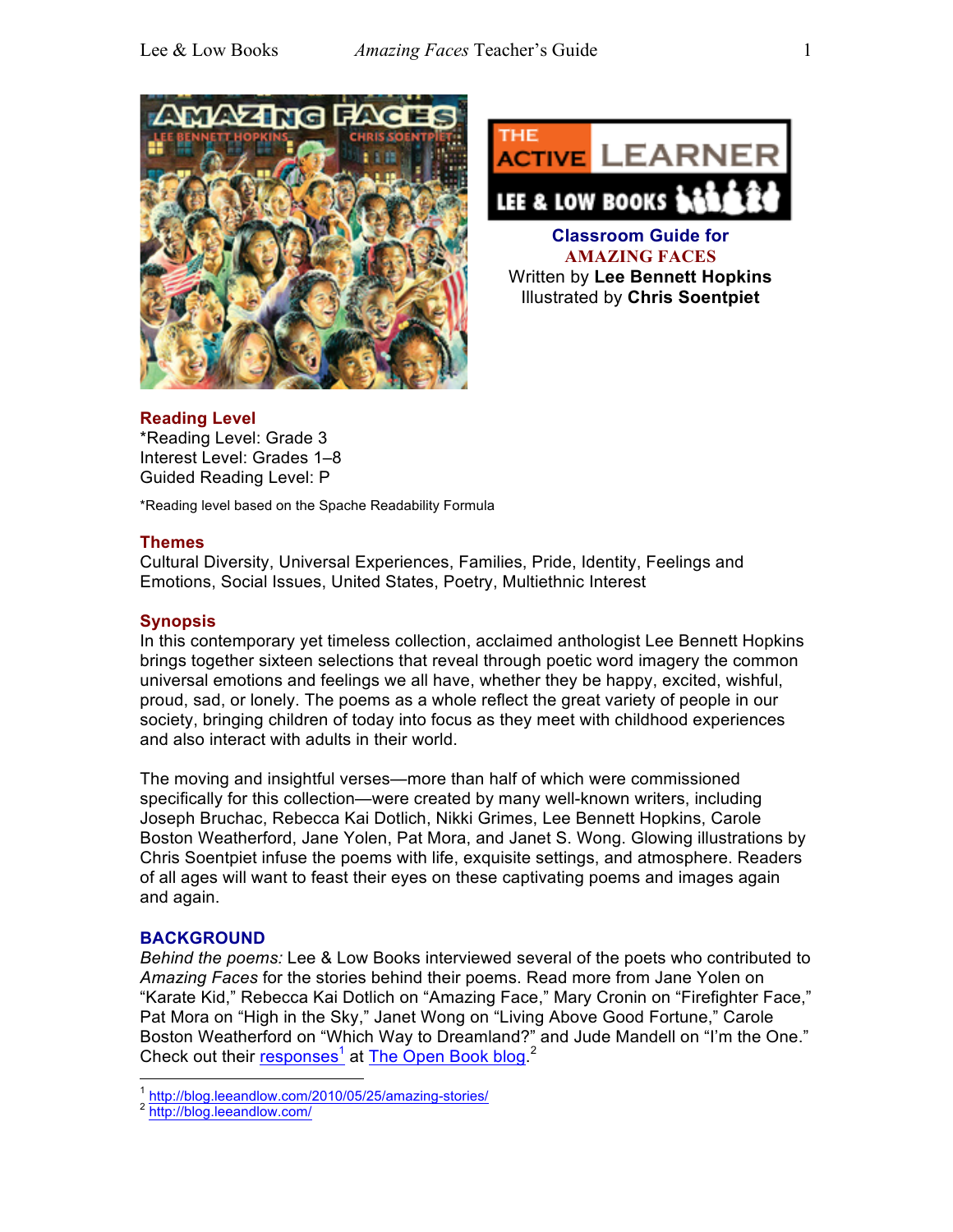**Classroom Guide for**
**AMAZING FACES**
Written by **Lee Bennett Hopkins**
Illustrated by **Chris Soentpiet**

## Reading Level

*Reading Level: Grade 3
Interest Level: Grades 1–8
Guided Reading Level: P

*Reading level based on the Spache Readability Formula

## Themes

Cultural Diversity, Universal Experiences, Families, Pride, Identity, Feelings and Emotions, Social Issues, United States, Poetry, Multiethnic Interest

## Synopsis

In this contemporary yet timeless collection, acclaimed anthologist Lee Bennett Hopkins brings together sixteen selections that reveal through poetic word imagery the common universal emotions and feelings we all have, whether they be happy, excited, wishful, proud, sad, or lonely. The poems as a whole reflect the great variety of people in our society, bringing children of today into focus as they meet with childhood experiences and also interact with adults in their world.

The moving and insightful verses—more than half of which were commissioned specifically for this collection—were created by many well-known writers, including Joseph Bruchac, Rebecca Kai Dotlich, Nikki Grimes, Lee Bennett Hopkins, Carole Boston Weatherford, Jane Yolen, Pat Mora, and Janet S. Wong. Glowing illustrations by Chris Soentpiet infuse the poems with life, exquisite settings, and atmosphere. Readers of all ages will want to feast their eyes on these captivating poems and images again and again.

## BACKGROUND

*Behind the poems:* Lee & Low Books interviewed several of the poets who contributed to *Amazing Faces* for the stories behind their poems. Read more from Jane Yolen on "Karate Kid," Rebecca Kai Dotlich on "Amazing Face," Mary Cronin on "Firefighter Face," Pat Mora on "High in the Sky," Janet Wong on "Living Above Good Fortune," Carole Boston Weatherford on "Which Way to Dreamland?" and Jude Mandell on "I'm the One." Check out their responses[1] at The Open Book blog.[2]

[1] http://blog.leeandlow.com/2010/05/25/amazing-stories/
[2] http://blog.leeandlow.com/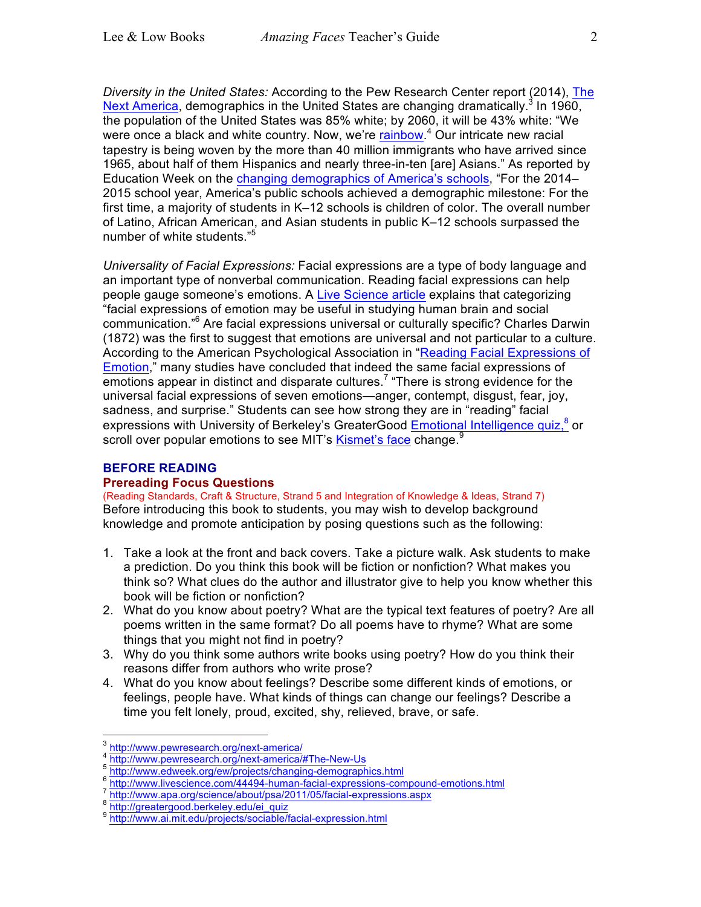*Diversity in the United States:* According to the Pew Research Center report (2014), The Next America, demographics in the United States are changing dramatically.[3] In 1960, the population of the United States was 85% white; by 2060, it will be 43% white: "We were once a black and white country. Now, we're rainbow.[4] Our intricate new racial tapestry is being woven by the more than 40 million immigrants who have arrived since 1965, about half of them Hispanics and nearly three-in-ten [are] Asians." As reported by Education Week on the changing demographics of America's schools, "For the 2014–2015 school year, America's public schools achieved a demographic milestone: For the first time, a majority of students in K–12 schools is children of color. The overall number of Latino, African American, and Asian students in public K–12 schools surpassed the number of white students."[5]

*Universality of Facial Expressions:* Facial expressions are a type of body language and an important type of nonverbal communication. Reading facial expressions can help people gauge someone's emotions. A Live Science article explains that categorizing "facial expressions of emotion may be useful in studying human brain and social communication."[6] Are facial expressions universal or culturally specific? Charles Darwin (1872) was the first to suggest that emotions are universal and not particular to a culture. According to the American Psychological Association in "Reading Facial Expressions of Emotion," many studies have concluded that indeed the same facial expressions of emotions appear in distinct and disparate cultures.[7] "There is strong evidence for the universal facial expressions of seven emotions—anger, contempt, disgust, fear, joy, sadness, and surprise." Students can see how strong they are in "reading" facial expressions with University of Berkeley's GreaterGood Emotional Intelligence quiz,[8] or scroll over popular emotions to see MIT's Kismet's face change.[9]

## BEFORE READING

### Prereading Focus Questions

(Reading Standards, Craft & Structure, Strand 5 and Integration of Knowledge & Ideas, Strand 7)

Before introducing this book to students, you may wish to develop background knowledge and promote anticipation by posing questions such as the following:

1. Take a look at the front and back covers. Take a picture walk. Ask students to make a prediction. Do you think this book will be fiction or nonfiction? What makes you think so? What clues do the author and illustrator give to help you know whether this book will be fiction or nonfiction?
2. What do you know about poetry? What are the typical text features of poetry? Are all poems written in the same format? Do all poems have to rhyme? What are some things that you might not find in poetry?
3. Why do you think some authors write books using poetry? How do you think their reasons differ from authors who write prose?
4. What do you know about feelings? Describe some different kinds of emotions, or feelings, people have. What kinds of things can change our feelings? Describe a time you felt lonely, proud, excited, shy, relieved, brave, or safe.

---

[3] http://www.pewresearch.org/next-america/
[4] http://www.pewresearch.org/next-america/#The-New-Us
[5] http://www.edweek.org/ew/projects/changing-demographics.html
[6] http://www.livescience.com/44494-human-facial-expressions-compound-emotions.html
[7] http://www.apa.org/science/about/psa/2011/05/facial-expressions.aspx
[8] http://greatergood.berkeley.edu/ei_quiz
[9] http://www.ai.mit.edu/projects/sociable/facial-expression.html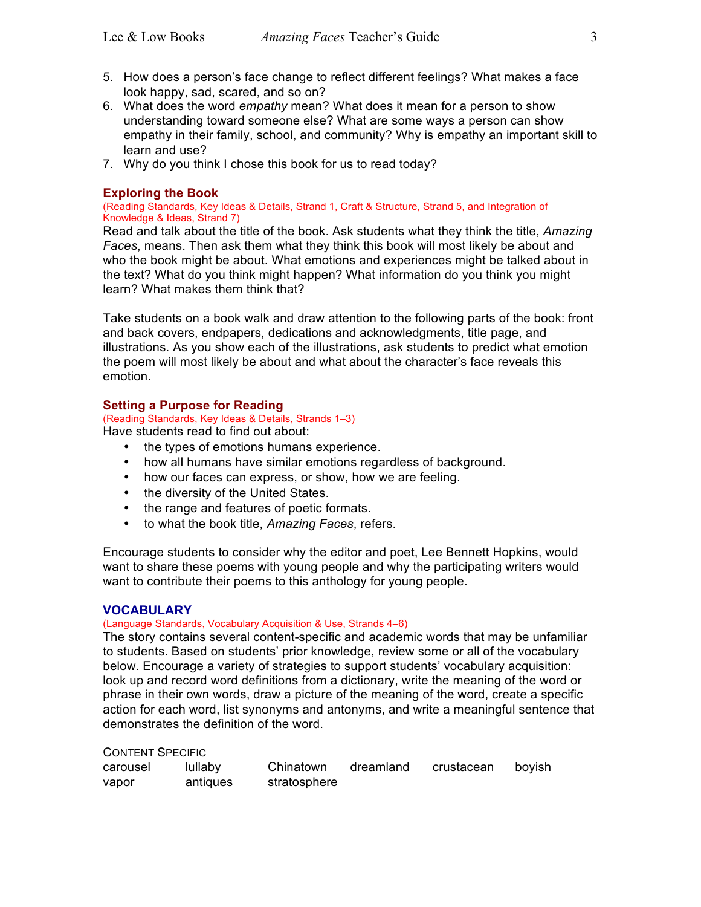5. How does a person's face change to reflect different feelings? What makes a face look happy, sad, scared, and so on?
6. What does the word *empathy* mean? What does it mean for a person to show understanding toward someone else? What are some ways a person can show empathy in their family, school, and community? Why is empathy an important skill to learn and use?
7. Why do you think I chose this book for us to read today?

## Exploring the Book

(Reading Standards, Key Ideas & Details, Strand 1, Craft & Structure, Strand 5, and Integration of Knowledge & Ideas, Strand 7)

Read and talk about the title of the book. Ask students what they think the title, *Amazing Faces*, means. Then ask them what they think this book will most likely be about and who the book might be about. What emotions and experiences might be talked about in the text? What do you think might happen? What information do you think you might learn? What makes them think that?

Take students on a book walk and draw attention to the following parts of the book: front and back covers, endpapers, dedications and acknowledgments, title page, and illustrations. As you show each of the illustrations, ask students to predict what emotion the poem will most likely be about and what about the character's face reveals this emotion.

## Setting a Purpose for Reading

(Reading Standards, Key Ideas & Details, Strands 1–3)

Have students read to find out about:

- the types of emotions humans experience.
- how all humans have similar emotions regardless of background.
- how our faces can express, or show, how we are feeling.
- the diversity of the United States.
- the range and features of poetic formats.
- to what the book title, *Amazing Faces*, refers.

Encourage students to consider why the editor and poet, Lee Bennett Hopkins, would want to share these poems with young people and why the participating writers would want to contribute their poems to this anthology for young people.

## VOCABULARY

(Language Standards, Vocabulary Acquisition & Use, Strands 4–6)

The story contains several content-specific and academic words that may be unfamiliar to students. Based on students' prior knowledge, review some or all of the vocabulary below. Encourage a variety of strategies to support students' vocabulary acquisition: look up and record word definitions from a dictionary, write the meaning of the word or phrase in their own words, draw a picture of the meaning of the word, create a specific action for each word, list synonyms and antonyms, and write a meaningful sentence that demonstrates the definition of the word.

CONTENT SPECIFIC

| | | | | | |
|---|---|---|---|---|---|
| carousel | lullaby | Chinatown | dreamland | crustacean | boyish |
| vapor | antiques | stratosphere | | | |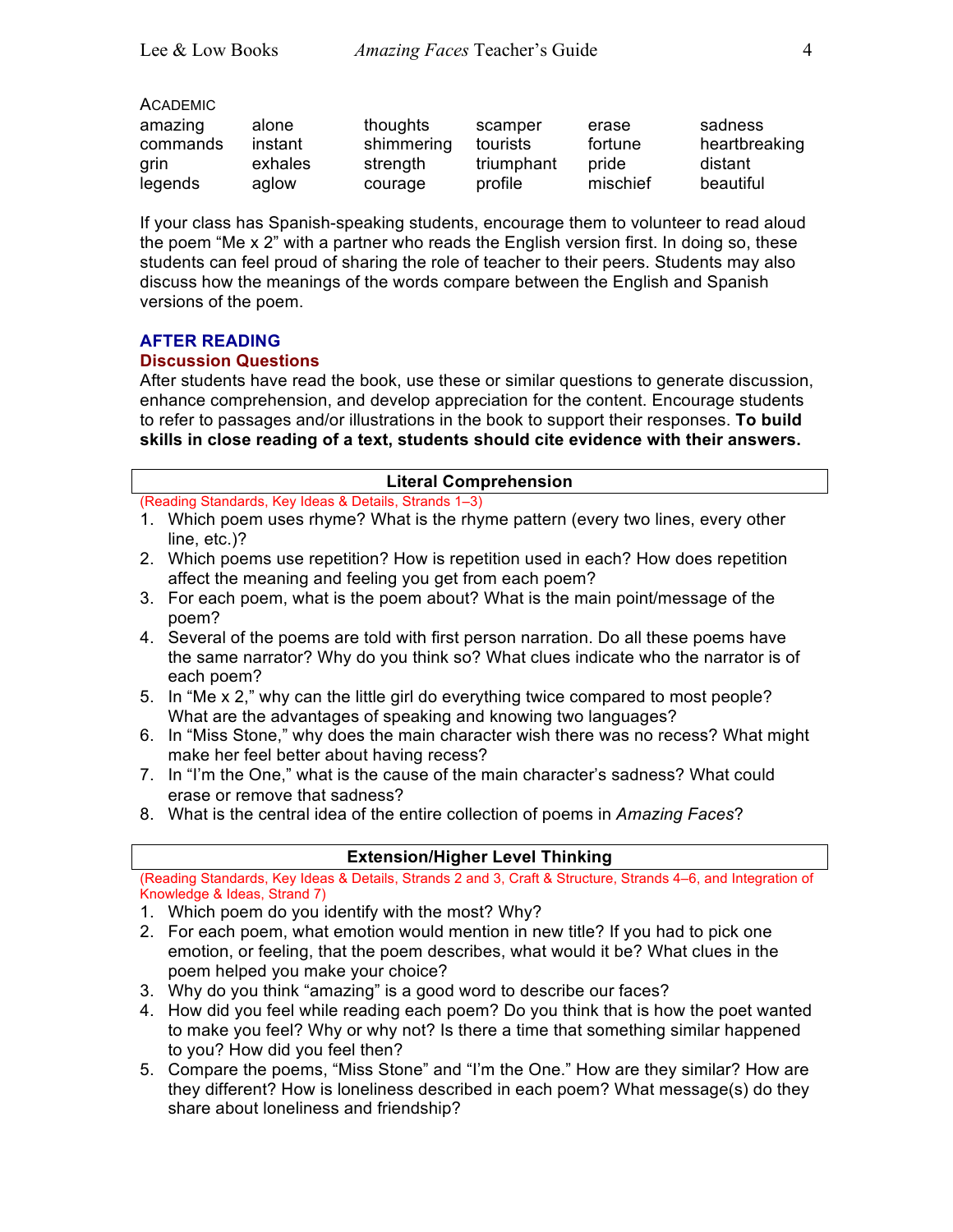ACADEMIC

| | | | | | |
|---|---|---|---|---|---|
| amazing | alone | thoughts | scamper | erase | sadness |
| commands | instant | shimmering | tourists | fortune | heartbreaking |
| grin | exhales | strength | triumphant | pride | distant |
| legends | aglow | courage | profile | mischief | beautiful |

If your class has Spanish-speaking students, encourage them to volunteer to read aloud the poem "Me x 2" with a partner who reads the English version first. In doing so, these students can feel proud of sharing the role of teacher to their peers. Students may also discuss how the meanings of the words compare between the English and Spanish versions of the poem.

## AFTER READING

### Discussion Questions

After students have read the book, use these or similar questions to generate discussion, enhance comprehension, and develop appreciation for the content. Encourage students to refer to passages and/or illustrations in the book to support their responses. **To build skills in close reading of a text, students should cite evidence with their answers.**

#### Literal Comprehension

(Reading Standards, Key Ideas & Details, Strands 1–3)

1. Which poem uses rhyme? What is the rhyme pattern (every two lines, every other line, etc.)?
2. Which poems use repetition? How is repetition used in each? How does repetition affect the meaning and feeling you get from each poem?
3. For each poem, what is the poem about? What is the main point/message of the poem?
4. Several of the poems are told with first person narration. Do all these poems have the same narrator? Why do you think so? What clues indicate who the narrator is of each poem?
5. In "Me x 2," why can the little girl do everything twice compared to most people? What are the advantages of speaking and knowing two languages?
6. In "Miss Stone," why does the main character wish there was no recess? What might make her feel better about having recess?
7. In "I'm the One," what is the cause of the main character's sadness? What could erase or remove that sadness?
8. What is the central idea of the entire collection of poems in *Amazing Faces*?

#### Extension/Higher Level Thinking

(Reading Standards, Key Ideas & Details, Strands 2 and 3, Craft & Structure, Strands 4–6, and Integration of Knowledge & Ideas, Strand 7)

1. Which poem do you identify with the most? Why?
2. For each poem, what emotion would mention in new title? If you had to pick one emotion, or feeling, that the poem describes, what would it be? What clues in the poem helped you make your choice?
3. Why do you think "amazing" is a good word to describe our faces?
4. How did you feel while reading each poem? Do you think that is how the poet wanted to make you feel? Why or why not? Is there a time that something similar happened to you? How did you feel then?
5. Compare the poems, "Miss Stone" and "I'm the One." How are they similar? How are they different? How is loneliness described in each poem? What message(s) do they share about loneliness and friendship?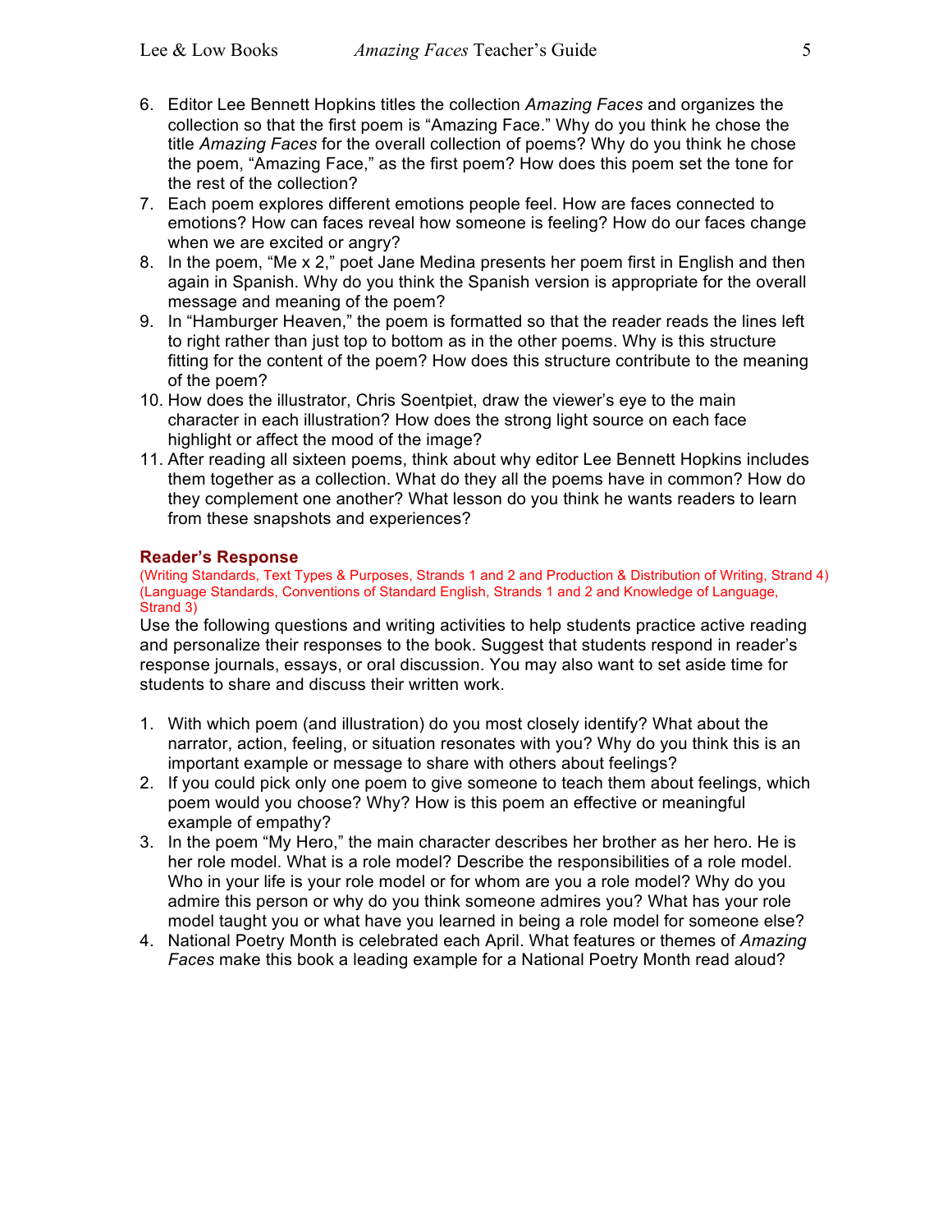6. Editor Lee Bennett Hopkins titles the collection *Amazing Faces* and organizes the collection so that the first poem is "Amazing Face." Why do you think he chose the title *Amazing Faces* for the overall collection of poems? Why do you think he chose the poem, "Amazing Face," as the first poem? How does this poem set the tone for the rest of the collection?
7. Each poem explores different emotions people feel. How are faces connected to emotions? How can faces reveal how someone is feeling? How do our faces change when we are excited or angry?
8. In the poem, "Me x 2," poet Jane Medina presents her poem first in English and then again in Spanish. Why do you think the Spanish version is appropriate for the overall message and meaning of the poem?
9. In "Hamburger Heaven," the poem is formatted so that the reader reads the lines left to right rather than just top to bottom as in the other poems. Why is this structure fitting for the content of the poem? How does this structure contribute to the meaning of the poem?
10. How does the illustrator, Chris Soentpiet, draw the viewer's eye to the main character in each illustration? How does the strong light source on each face highlight or affect the mood of the image?
11. After reading all sixteen poems, think about why editor Lee Bennett Hopkins includes them together as a collection. What do they all the poems have in common? How do they complement one another? What lesson do you think he wants readers to learn from these snapshots and experiences?

### Reader's Response

(Writing Standards, Text Types & Purposes, Strands 1 and 2 and Production & Distribution of Writing, Strand 4)
(Language Standards, Conventions of Standard English, Strands 1 and 2 and Knowledge of Language, Strand 3)

Use the following questions and writing activities to help students practice active reading and personalize their responses to the book. Suggest that students respond in reader's response journals, essays, or oral discussion. You may also want to set aside time for students to share and discuss their written work.

1. With which poem (and illustration) do you most closely identify? What about the narrator, action, feeling, or situation resonates with you? Why do you think this is an important example or message to share with others about feelings?
2. If you could pick only one poem to give someone to teach them about feelings, which poem would you choose? Why? How is this poem an effective or meaningful example of empathy?
3. In the poem "My Hero," the main character describes her brother as her hero. He is her role model. What is a role model? Describe the responsibilities of a role model. Who in your life is your role model or for whom are you a role model? Why do you admire this person or why do you think someone admires you? What has your role model taught you or what have you learned in being a role model for someone else?
4. National Poetry Month is celebrated each April. What features or themes of *Amazing Faces* make this book a leading example for a National Poetry Month read aloud?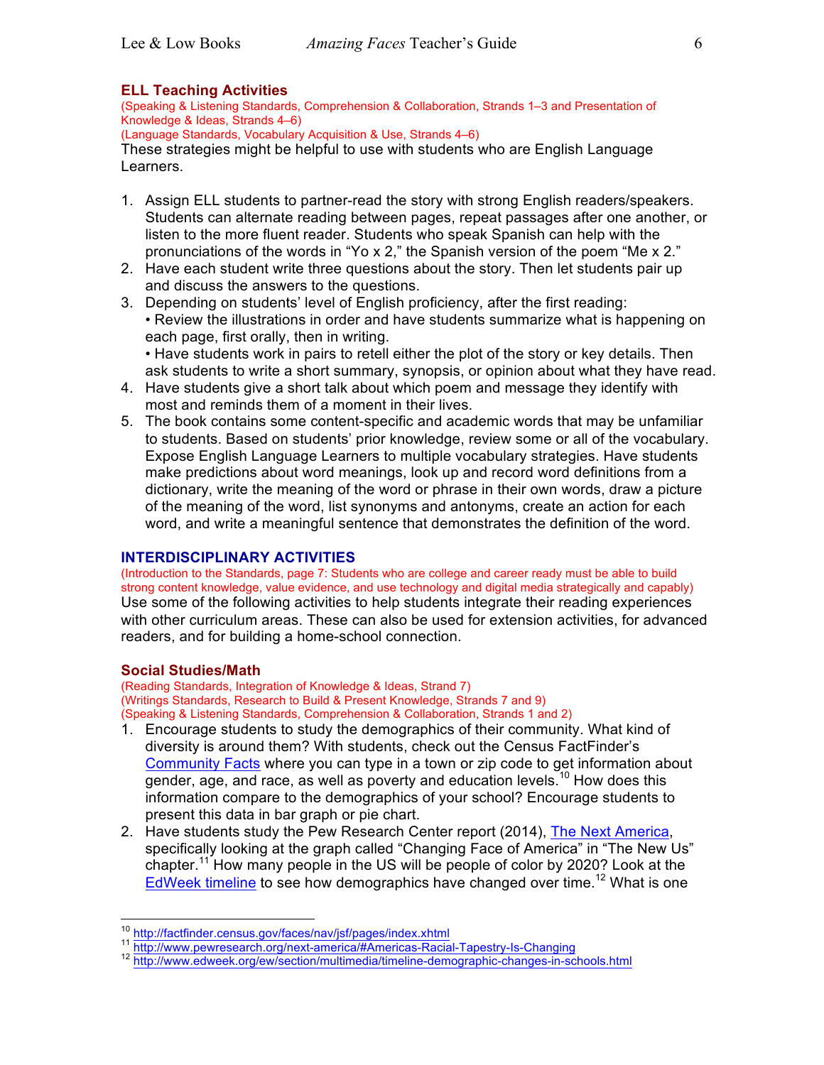### ELL Teaching Activities

(Speaking & Listening Standards, Comprehension & Collaboration, Strands 1–3 and Presentation of Knowledge & Ideas, Strands 4–6)
(Language Standards, Vocabulary Acquisition & Use, Strands 4–6)

These strategies might be helpful to use with students who are English Language Learners.

1. Assign ELL students to partner-read the story with strong English readers/speakers. Students can alternate reading between pages, repeat passages after one another, or listen to the more fluent reader. Students who speak Spanish can help with the pronunciations of the words in "Yo x 2," the Spanish version of the poem "Me x 2."
2. Have each student write three questions about the story. Then let students pair up and discuss the answers to the questions.
3. Depending on students' level of English proficiency, after the first reading:
   • Review the illustrations in order and have students summarize what is happening on each page, first orally, then in writing.
   • Have students work in pairs to retell either the plot of the story or key details. Then ask students to write a short summary, synopsis, or opinion about what they have read.
4. Have students give a short talk about which poem and message they identify with most and reminds them of a moment in their lives.
5. The book contains some content-specific and academic words that may be unfamiliar to students. Based on students' prior knowledge, review some or all of the vocabulary. Expose English Language Learners to multiple vocabulary strategies. Have students make predictions about word meanings, look up and record word definitions from a dictionary, write the meaning of the word or phrase in their own words, draw a picture of the meaning of the word, list synonyms and antonyms, create an action for each word, and write a meaningful sentence that demonstrates the definition of the word.

## INTERDISCIPLINARY ACTIVITIES

(Introduction to the Standards, page 7: Students who are college and career ready must be able to build strong content knowledge, value evidence, and use technology and digital media strategically and capably)

Use some of the following activities to help students integrate their reading experiences with other curriculum areas. These can also be used for extension activities, for advanced readers, and for building a home-school connection.

### Social Studies/Math

(Reading Standards, Integration of Knowledge & Ideas, Strand 7)
(Writings Standards, Research to Build & Present Knowledge, Strands 7 and 9)
(Speaking & Listening Standards, Comprehension & Collaboration, Strands 1 and 2)

1. Encourage students to study the demographics of their community. What kind of diversity is around them? With students, check out the Census FactFinder's Community Facts where you can type in a town or zip code to get information about gender, age, and race, as well as poverty and education levels.[10] How does this information compare to the demographics of your school? Encourage students to present this data in bar graph or pie chart.
2. Have students study the Pew Research Center report (2014), The Next America, specifically looking at the graph called "Changing Face of America" in "The New Us" chapter.[11] How many people in the US will be people of color by 2020? Look at the EdWeek timeline to see how demographics have changed over time.[12] What is one

---

[10] http://factfinder.census.gov/faces/nav/jsf/pages/index.xhtml
[11] http://www.pewresearch.org/next-america/#Americas-Racial-Tapestry-Is-Changing
[12] http://www.edweek.org/ew/section/multimedia/timeline-demographic-changes-in-schools.html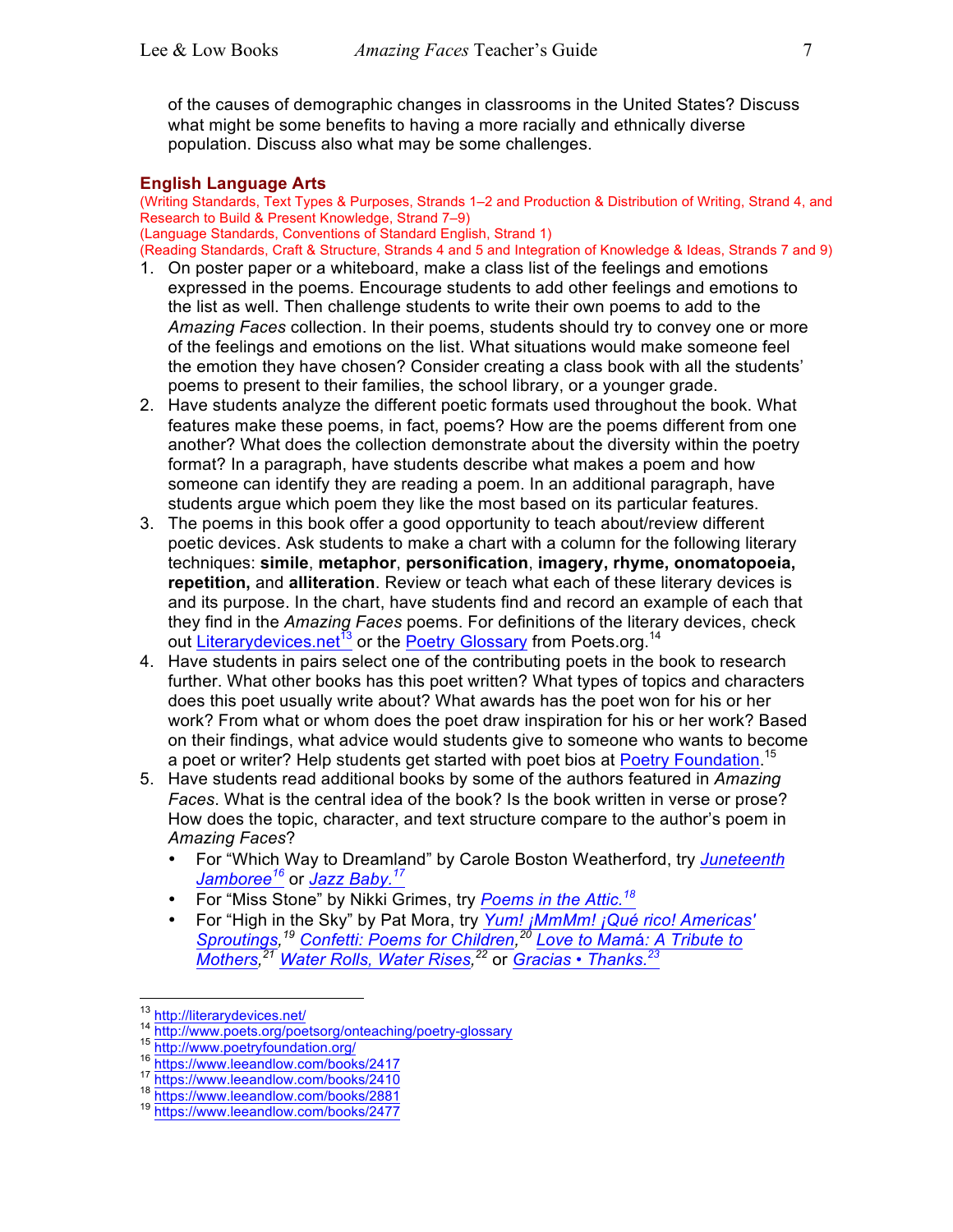of the causes of demographic changes in classrooms in the United States? Discuss what might be some benefits to having a more racially and ethnically diverse population. Discuss also what may be some challenges.

## English Language Arts

(Writing Standards, Text Types & Purposes, Strands 1–2 and Production & Distribution of Writing, Strand 4, and Research to Build & Present Knowledge, Strand 7–9)
(Language Standards, Conventions of Standard English, Strand 1)
(Reading Standards, Craft & Structure, Strands 4 and 5 and Integration of Knowledge & Ideas, Strands 7 and 9)

1. On poster paper or a whiteboard, make a class list of the feelings and emotions expressed in the poems. Encourage students to add other feelings and emotions to the list as well. Then challenge students to write their own poems to add to the *Amazing Faces* collection. In their poems, students should try to convey one or more of the feelings and emotions on the list. What situations would make someone feel the emotion they have chosen? Consider creating a class book with all the students' poems to present to their families, the school library, or a younger grade.
2. Have students analyze the different poetic formats used throughout the book. What features make these poems, in fact, poems? How are the poems different from one another? What does the collection demonstrate about the diversity within the poetry format? In a paragraph, have students describe what makes a poem and how someone can identify they are reading a poem. In an additional paragraph, have students argue which poem they like the most based on its particular features.
3. The poems in this book offer a good opportunity to teach about/review different poetic devices. Ask students to make a chart with a column for the following literary techniques: **simile**, **metaphor**, **personification**, **imagery, rhyme, onomatopoeia, repetition,** and **alliteration**. Review or teach what each of these literary devices is and its purpose. In the chart, have students find and record an example of each that they find in the *Amazing Faces* poems. For definitions of the literary devices, check out Literarydevices.net[13] or the Poetry Glossary from Poets.org.[14]
4. Have students in pairs select one of the contributing poets in the book to research further. What other books has this poet written? What types of topics and characters does this poet usually write about? What awards has the poet won for his or her work? From what or whom does the poet draw inspiration for his or her work? Based on their findings, what advice would students give to someone who wants to become a poet or writer? Help students get started with poet bios at Poetry Foundation.[15]
5. Have students read additional books by some of the authors featured in *Amazing Faces*. What is the central idea of the book? Is the book written in verse or prose? How does the topic, character, and text structure compare to the author's poem in *Amazing Faces*?
   - For "Which Way to Dreamland" by Carole Boston Weatherford, try *Juneteenth Jamboree*[16] or *Jazz Baby.*[17]
   - For "Miss Stone" by Nikki Grimes, try *Poems in the Attic.*[18]
   - For "High in the Sky" by Pat Mora, try *Yum! ¡MmMm! ¡Qué rico! Americas' Sproutings*,[19] *Confetti: Poems for Children*,[20] *Love to Mamá: A Tribute to Mothers*,[21] *Water Rolls, Water Rises*,[22] or *Gracias • Thanks.*[23]

---

[13] http://literarydevices.net/
[14] http://www.poets.org/poetsorg/onteaching/poetry-glossary
[15] http://www.poetryfoundation.org/
[16] https://www.leeandlow.com/books/2417
[17] https://www.leeandlow.com/books/2410
[18] https://www.leeandlow.com/books/2881
[19] https://www.leeandlow.com/books/2477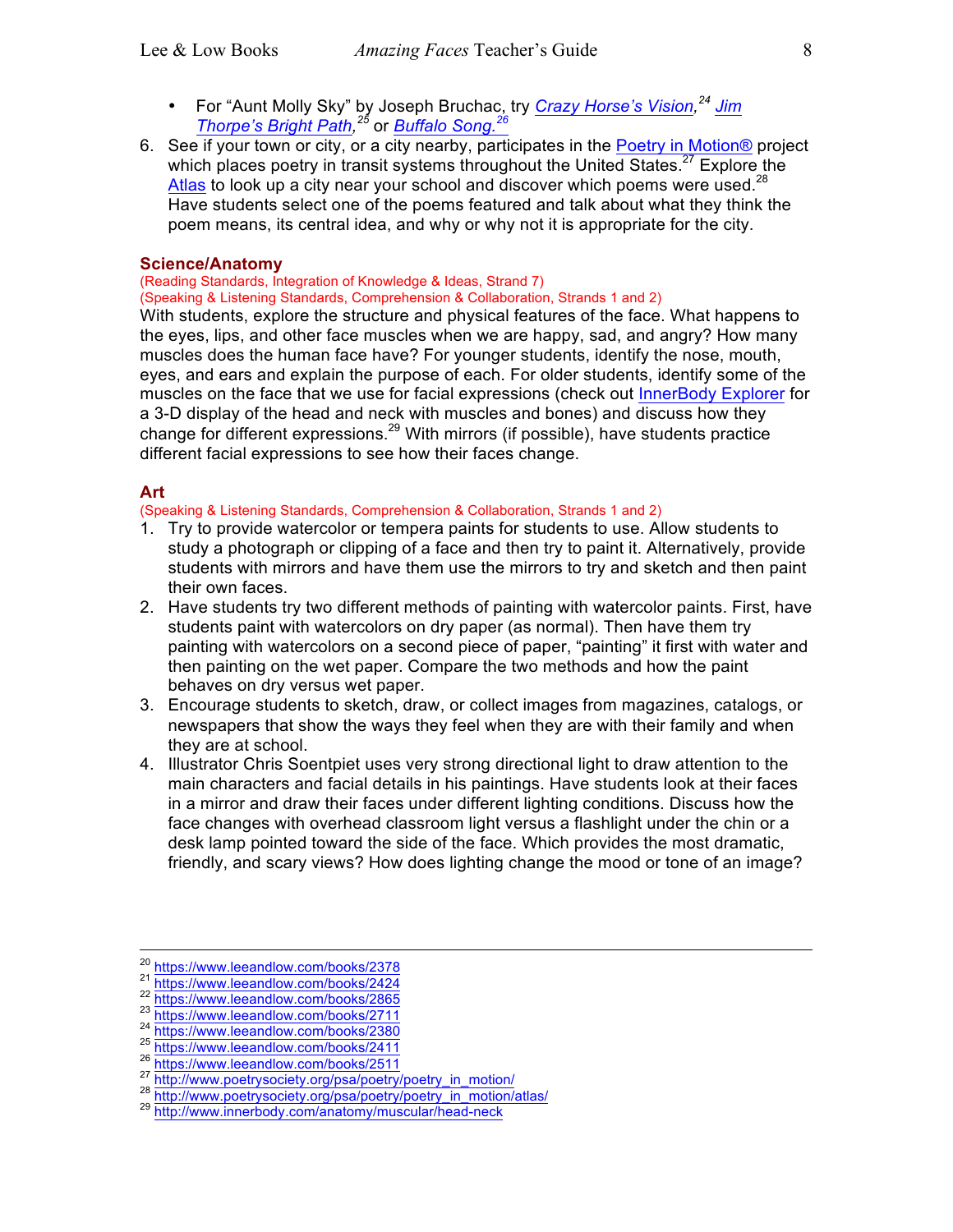- For "Aunt Molly Sky" by Joseph Bruchac, try *Crazy Horse's Vision,*[24] *Jim Thorpe's Bright Path,*[25] or *Buffalo Song.*[26]

6. See if your town or city, or a city nearby, participates in the Poetry in Motion® project which places poetry in transit systems throughout the United States.[27] Explore the Atlas to look up a city near your school and discover which poems were used.[28] Have students select one of the poems featured and talk about what they think the poem means, its central idea, and why or why not it is appropriate for the city.

## Science/Anatomy

(Reading Standards, Integration of Knowledge & Ideas, Strand 7)
(Speaking & Listening Standards, Comprehension & Collaboration, Strands 1 and 2)

With students, explore the structure and physical features of the face. What happens to the eyes, lips, and other face muscles when we are happy, sad, and angry? How many muscles does the human face have? For younger students, identify the nose, mouth, eyes, and ears and explain the purpose of each. For older students, identify some of the muscles on the face that we use for facial expressions (check out InnerBody Explorer for a 3-D display of the head and neck with muscles and bones) and discuss how they change for different expressions.[29] With mirrors (if possible), have students practice different facial expressions to see how their faces change.

## Art

(Speaking & Listening Standards, Comprehension & Collaboration, Strands 1 and 2)

1. Try to provide watercolor or tempera paints for students to use. Allow students to study a photograph or clipping of a face and then try to paint it. Alternatively, provide students with mirrors and have them use the mirrors to try and sketch and then paint their own faces.
2. Have students try two different methods of painting with watercolor paints. First, have students paint with watercolors on dry paper (as normal). Then have them try painting with watercolors on a second piece of paper, "painting" it first with water and then painting on the wet paper. Compare the two methods and how the paint behaves on dry versus wet paper.
3. Encourage students to sketch, draw, or collect images from magazines, catalogs, or newspapers that show the ways they feel when they are with their family and when they are at school.
4. Illustrator Chris Soentpiet uses very strong directional light to draw attention to the main characters and facial details in his paintings. Have students look at their faces in a mirror and draw their faces under different lighting conditions. Discuss how the face changes with overhead classroom light versus a flashlight under the chin or a desk lamp pointed toward the side of the face. Which provides the most dramatic, friendly, and scary views? How does lighting change the mood or tone of an image?

---

[20] https://www.leeandlow.com/books/2378
[21] https://www.leeandlow.com/books/2424
[22] https://www.leeandlow.com/books/2865
[23] https://www.leeandlow.com/books/2711
[24] https://www.leeandlow.com/books/2380
[25] https://www.leeandlow.com/books/2411
[26] https://www.leeandlow.com/books/2511
[27] http://www.poetrysociety.org/psa/poetry/poetry_in_motion/
[28] http://www.poetrysociety.org/psa/poetry/poetry_in_motion/atlas/
[29] http://www.innerbody.com/anatomy/muscular/head-neck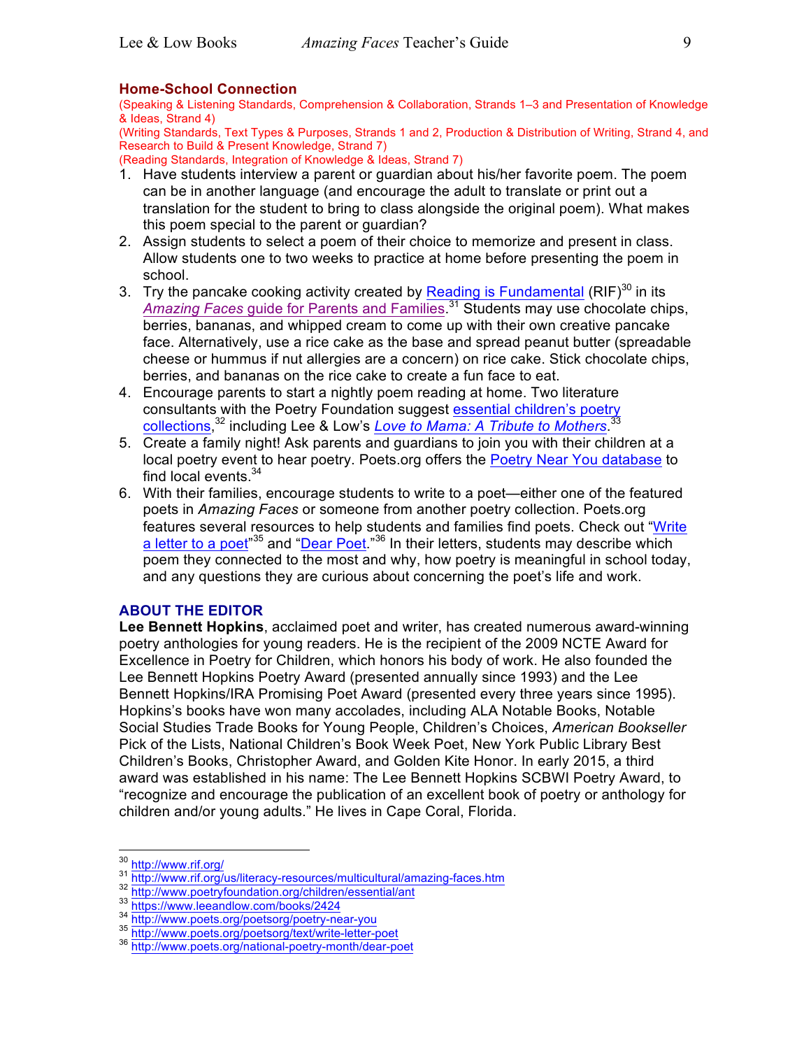### Home-School Connection

(Speaking & Listening Standards, Comprehension & Collaboration, Strands 1–3 and Presentation of Knowledge & Ideas, Strand 4)
(Writing Standards, Text Types & Purposes, Strands 1 and 2, Production & Distribution of Writing, Strand 4, and Research to Build & Present Knowledge, Strand 7)
(Reading Standards, Integration of Knowledge & Ideas, Strand 7)

1. Have students interview a parent or guardian about his/her favorite poem. The poem can be in another language (and encourage the adult to translate or print out a translation for the student to bring to class alongside the original poem). What makes this poem special to the parent or guardian?
2. Assign students to select a poem of their choice to memorize and present in class. Allow students one to two weeks to practice at home before presenting the poem in school.
3. Try the pancake cooking activity created by Reading is Fundamental (RIF)[30] in its *Amazing Faces* guide for Parents and Families.[31] Students may use chocolate chips, berries, bananas, and whipped cream to come up with their own creative pancake face. Alternatively, use a rice cake as the base and spread peanut butter (spreadable cheese or hummus if nut allergies are a concern) on rice cake. Stick chocolate chips, berries, and bananas on the rice cake to create a fun face to eat.
4. Encourage parents to start a nightly poem reading at home. Two literature consultants with the Poetry Foundation suggest essential children's poetry collections,[32] including Lee & Low's *Love to Mama: A Tribute to Mothers*.[33]
5. Create a family night! Ask parents and guardians to join you with their children at a local poetry event to hear poetry. Poets.org offers the Poetry Near You database to find local events.[34]
6. With their families, encourage students to write to a poet—either one of the featured poets in *Amazing Faces* or someone from another poetry collection. Poets.org features several resources to help students and families find poets. Check out "Write a letter to a poet"[35] and "Dear Poet."[36] In their letters, students may describe which poem they connected to the most and why, how poetry is meaningful in school today, and any questions they are curious about concerning the poet's life and work.

### ABOUT THE EDITOR

**Lee Bennett Hopkins**, acclaimed poet and writer, has created numerous award-winning poetry anthologies for young readers. He is the recipient of the 2009 NCTE Award for Excellence in Poetry for Children, which honors his body of work. He also founded the Lee Bennett Hopkins Poetry Award (presented annually since 1993) and the Lee Bennett Hopkins/IRA Promising Poet Award (presented every three years since 1995). Hopkins's books have won many accolades, including ALA Notable Books, Notable Social Studies Trade Books for Young People, Children's Choices, *American Bookseller* Pick of the Lists, National Children's Book Week Poet, New York Public Library Best Children's Books, Christopher Award, and Golden Kite Honor. In early 2015, a third award was established in his name: The Lee Bennett Hopkins SCBWI Poetry Award, to "recognize and encourage the publication of an excellent book of poetry or anthology for children and/or young adults." He lives in Cape Coral, Florida.

---

[30] http://www.rif.org/
[31] http://www.rif.org/us/literacy-resources/multicultural/amazing-faces.htm
[32] http://www.poetryfoundation.org/children/essential/ant
[33] https://www.leeandlow.com/books/2424
[34] http://www.poets.org/poetsorg/poetry-near-you
[35] http://www.poets.org/poetsorg/text/write-letter-poet
[36] http://www.poets.org/national-poetry-month/dear-poet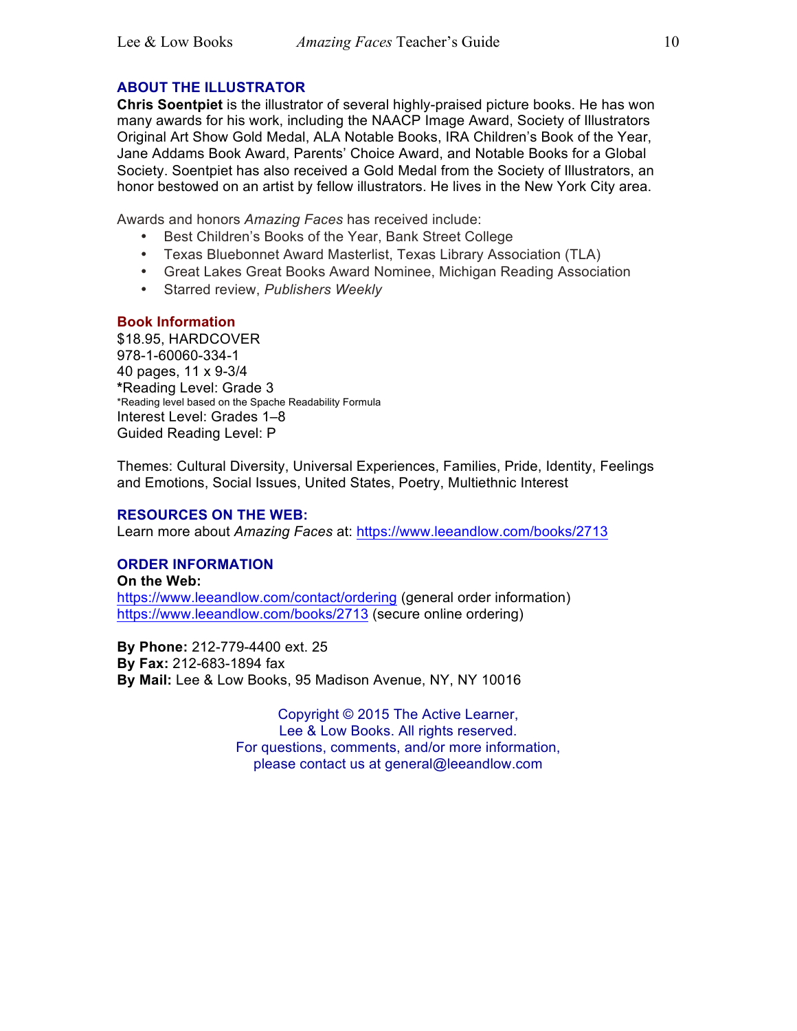## ABOUT THE ILLUSTRATOR

**Chris Soentpiet** is the illustrator of several highly-praised picture books. He has won many awards for his work, including the NAACP Image Award, Society of Illustrators Original Art Show Gold Medal, ALA Notable Books, IRA Children's Book of the Year, Jane Addams Book Award, Parents' Choice Award, and Notable Books for a Global Society. Soentpiet has also received a Gold Medal from the Society of Illustrators, an honor bestowed on an artist by fellow illustrators. He lives in the New York City area.

Awards and honors *Amazing Faces* has received include:

- Best Children's Books of the Year, Bank Street College
- Texas Bluebonnet Award Masterlist, Texas Library Association (TLA)
- Great Lakes Great Books Award Nominee, Michigan Reading Association
- Starred review, *Publishers Weekly*

## Book Information

$18.95, HARDCOVER
978-1-60060-334-1
40 pages, 11 x 9-3/4
***Reading Level: Grade 3**
*Reading level based on the Spache Readability Formula
Interest Level: Grades 1–8
Guided Reading Level: P

Themes: Cultural Diversity, Universal Experiences, Families, Pride, Identity, Feelings and Emotions, Social Issues, United States, Poetry, Multiethnic Interest

## RESOURCES ON THE WEB:

Learn more about *Amazing Faces* at: https://www.leeandlow.com/books/2713

## ORDER INFORMATION

**On the Web:**
https://www.leeandlow.com/contact/ordering (general order information)
https://www.leeandlow.com/books/2713 (secure online ordering)

**By Phone:** 212-779-4400 ext. 25
**By Fax:** 212-683-1894 fax
**By Mail:** Lee & Low Books, 95 Madison Avenue, NY, NY 10016

Copyright © 2015 The Active Learner,
Lee & Low Books. All rights reserved.
For questions, comments, and/or more information,
please contact us at general@leeandlow.com